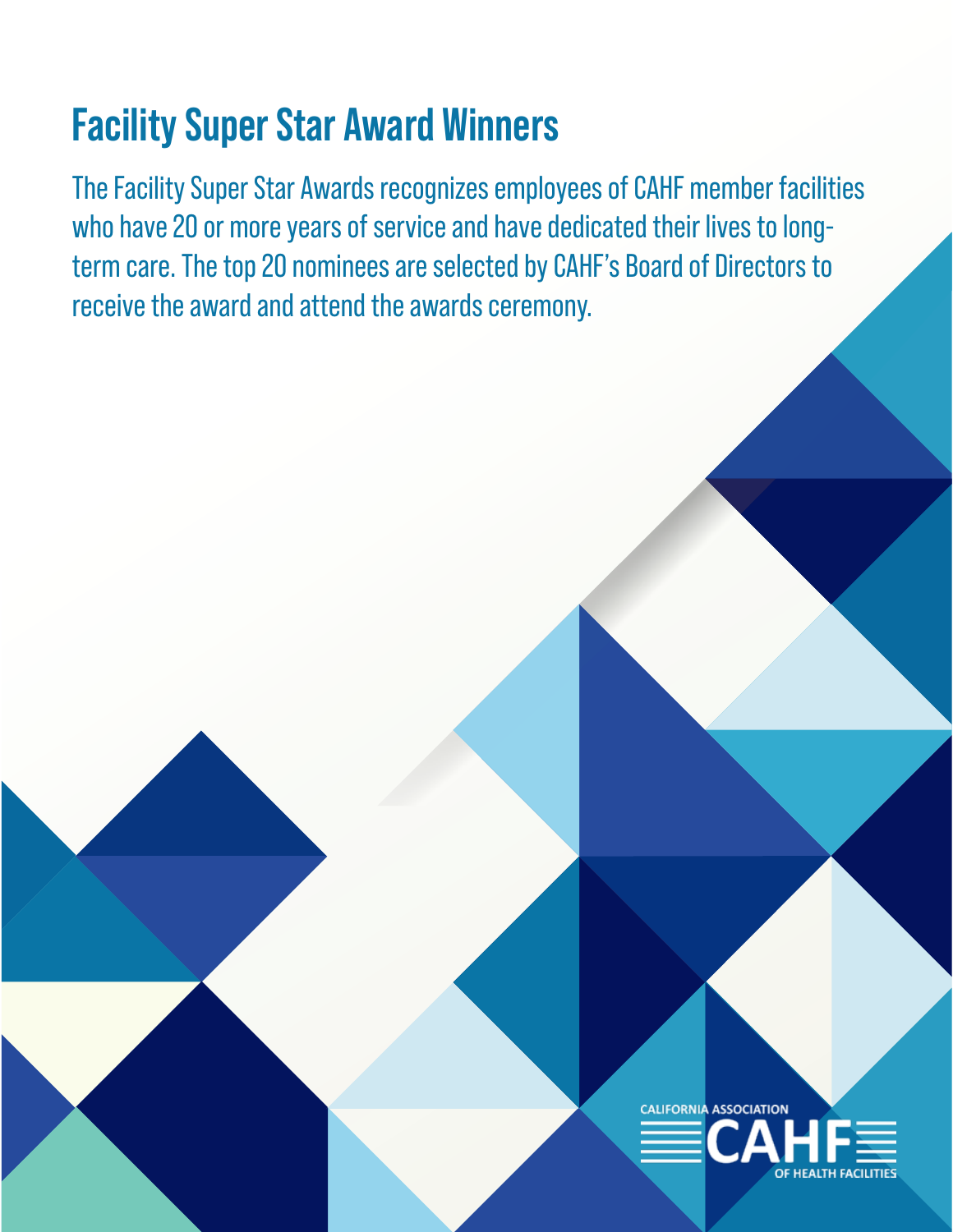# Facility Super Star Award Winners

The Facility Super Star Awards recognizes employees of CAHF member facilities who have 20 or more years of service and have dedicated their lives to long-term care. The top 20 nominees are selected by CAHF's Board of Directors to receive the award and attend the awards ceremony.

CALIFORNIA ASSOCIATION CAHF OF HEALTH FACILITIES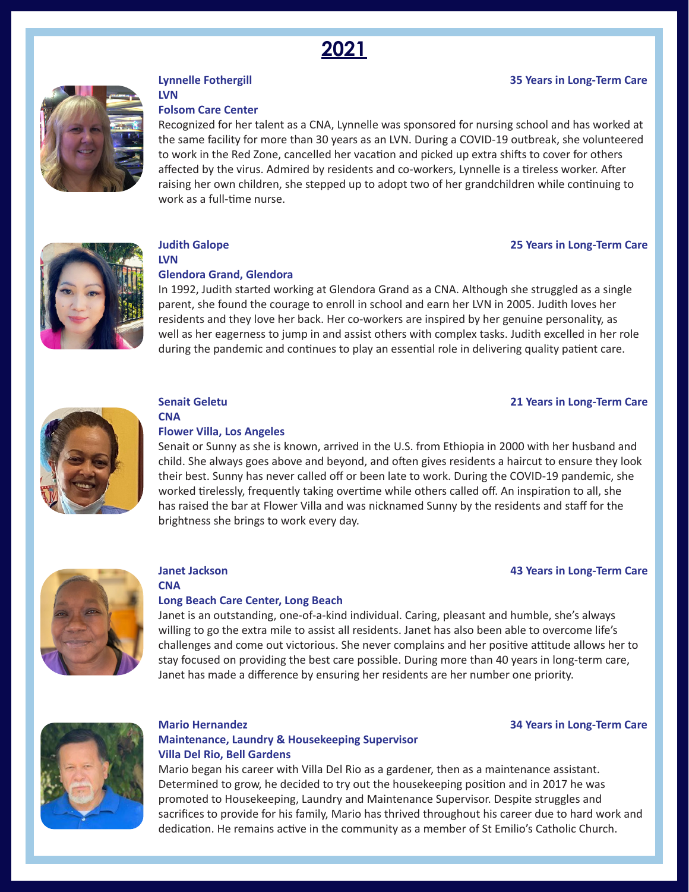# 2021

**Lynnelle Fothergill** **35 Years in Long-Term Care**
**LVN**
**Folsom Care Center**

Recognized for her talent as a CNA, Lynnelle was sponsored for nursing school and has worked at the same facility for more than 30 years as an LVN. During a COVID-19 outbreak, she volunteered to work in the Red Zone, cancelled her vacation and picked up extra shifts to cover for others affected by the virus. Admired by residents and co-workers, Lynnelle is a tireless worker. After raising her own children, she stepped up to adopt two of her grandchildren while continuing to work as a full-time nurse.

**Judith Galope** **25 Years in Long-Term Care**
**LVN**
**Glendora Grand, Glendora**

In 1992, Judith started working at Glendora Grand as a CNA. Although she struggled as a single parent, she found the courage to enroll in school and earn her LVN in 2005. Judith loves her residents and they love her back. Her co-workers are inspired by her genuine personality, as well as her eagerness to jump in and assist others with complex tasks. Judith excelled in her role during the pandemic and continues to play an essential role in delivering quality patient care.

**Senait Geletu** **21 Years in Long-Term Care**
**CNA**
**Flower Villa, Los Angeles**

Senait or Sunny as she is known, arrived in the U.S. from Ethiopia in 2000 with her husband and child. She always goes above and beyond, and often gives residents a haircut to ensure they look their best. Sunny has never called off or been late to work. During the COVID-19 pandemic, she worked tirelessly, frequently taking overtime while others called off. An inspiration to all, she has raised the bar at Flower Villa and was nicknamed Sunny by the residents and staff for the brightness she brings to work every day.

**Janet Jackson** **43 Years in Long-Term Care**
**CNA**
**Long Beach Care Center, Long Beach**

Janet is an outstanding, one-of-a-kind individual. Caring, pleasant and humble, she's always willing to go the extra mile to assist all residents. Janet has also been able to overcome life's challenges and come out victorious. She never complains and her positive attitude allows her to stay focused on providing the best care possible. During more than 40 years in long-term care, Janet has made a difference by ensuring her residents are her number one priority.

**Mario Hernandez** **34 Years in Long-Term Care**
**Maintenance, Laundry & Housekeeping Supervisor**
**Villa Del Rio, Bell Gardens**

Mario began his career with Villa Del Rio as a gardener, then as a maintenance assistant. Determined to grow, he decided to try out the housekeeping position and in 2017 he was promoted to Housekeeping, Laundry and Maintenance Supervisor. Despite struggles and sacrifices to provide for his family, Mario has thrived throughout his career due to hard work and dedication. He remains active in the community as a member of St Emilio's Catholic Church.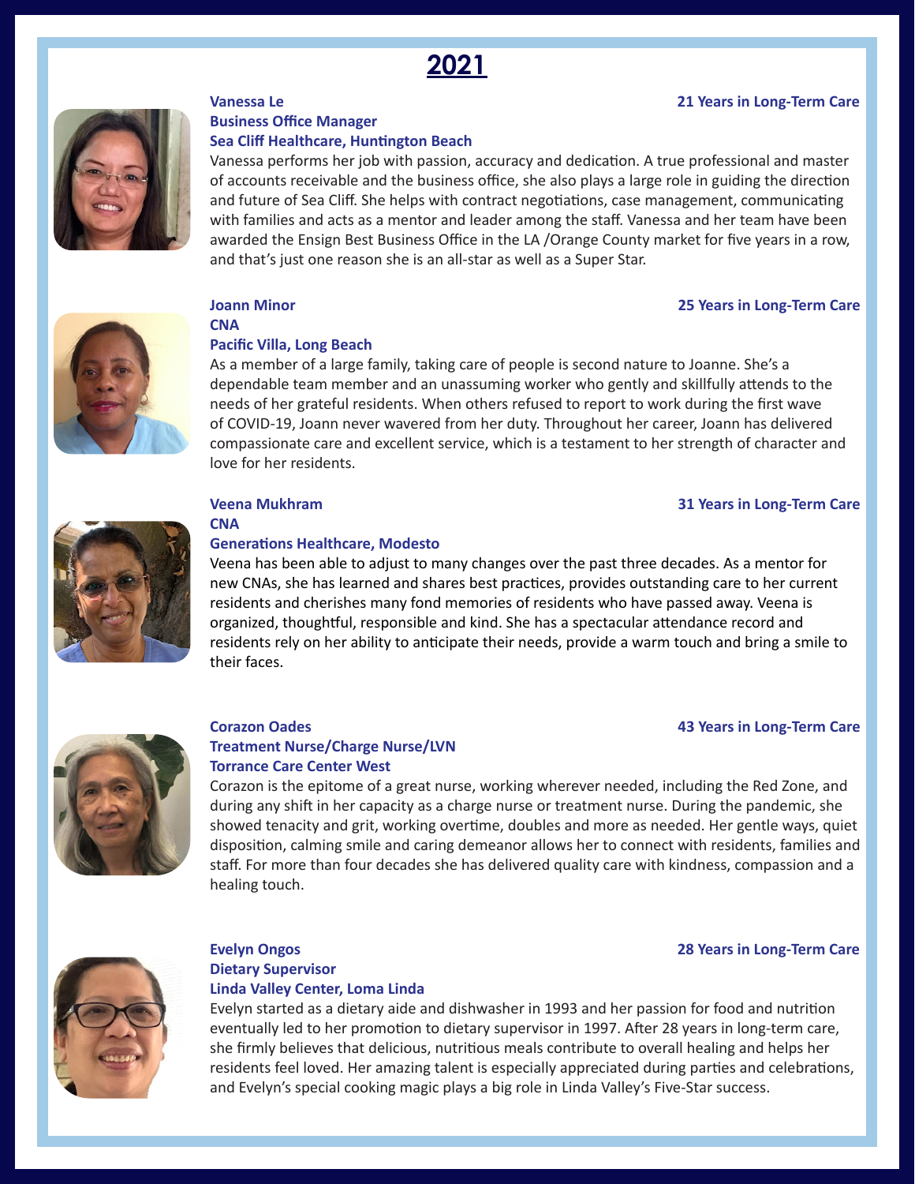# 2021

**Vanessa Le** — **21 Years in Long-Term Care**
**Business Office Manager**
**Sea Cliff Healthcare, Huntington Beach**

Vanessa performs her job with passion, accuracy and dedication. A true professional and master of accounts receivable and the business office, she also plays a large role in guiding the direction and future of Sea Cliff. She helps with contract negotiations, case management, communicating with families and acts as a mentor and leader among the staff. Vanessa and her team have been awarded the Ensign Best Business Office in the LA /Orange County market for five years in a row, and that's just one reason she is an all-star as well as a Super Star.

**Joann Minor** — **25 Years in Long-Term Care**
**CNA**
**Pacific Villa, Long Beach**

As a member of a large family, taking care of people is second nature to Joanne. She's a dependable team member and an unassuming worker who gently and skillfully attends to the needs of her grateful residents. When others refused to report to work during the first wave of COVID-19, Joann never wavered from her duty. Throughout her career, Joann has delivered compassionate care and excellent service, which is a testament to her strength of character and love for her residents.

**Veena Mukhram** — **31 Years in Long-Term Care**
**CNA**
**Generations Healthcare, Modesto**

Veena has been able to adjust to many changes over the past three decades. As a mentor for new CNAs, she has learned and shares best practices, provides outstanding care to her current residents and cherishes many fond memories of residents who have passed away. Veena is organized, thoughtful, responsible and kind. She has a spectacular attendance record and residents rely on her ability to anticipate their needs, provide a warm touch and bring a smile to their faces.

**Corazon Oades** — **43 Years in Long-Term Care**
**Treatment Nurse/Charge Nurse/LVN**
**Torrance Care Center West**

Corazon is the epitome of a great nurse, working wherever needed, including the Red Zone, and during any shift in her capacity as a charge nurse or treatment nurse. During the pandemic, she showed tenacity and grit, working overtime, doubles and more as needed. Her gentle ways, quiet disposition, calming smile and caring demeanor allows her to connect with residents, families and staff. For more than four decades she has delivered quality care with kindness, compassion and a healing touch.

**Evelyn Ongos** — **28 Years in Long-Term Care**
**Dietary Supervisor**
**Linda Valley Center, Loma Linda**

Evelyn started as a dietary aide and dishwasher in 1993 and her passion for food and nutrition eventually led to her promotion to dietary supervisor in 1997. After 28 years in long-term care, she firmly believes that delicious, nutritious meals contribute to overall healing and helps her residents feel loved. Her amazing talent is especially appreciated during parties and celebrations, and Evelyn's special cooking magic plays a big role in Linda Valley's Five-Star success.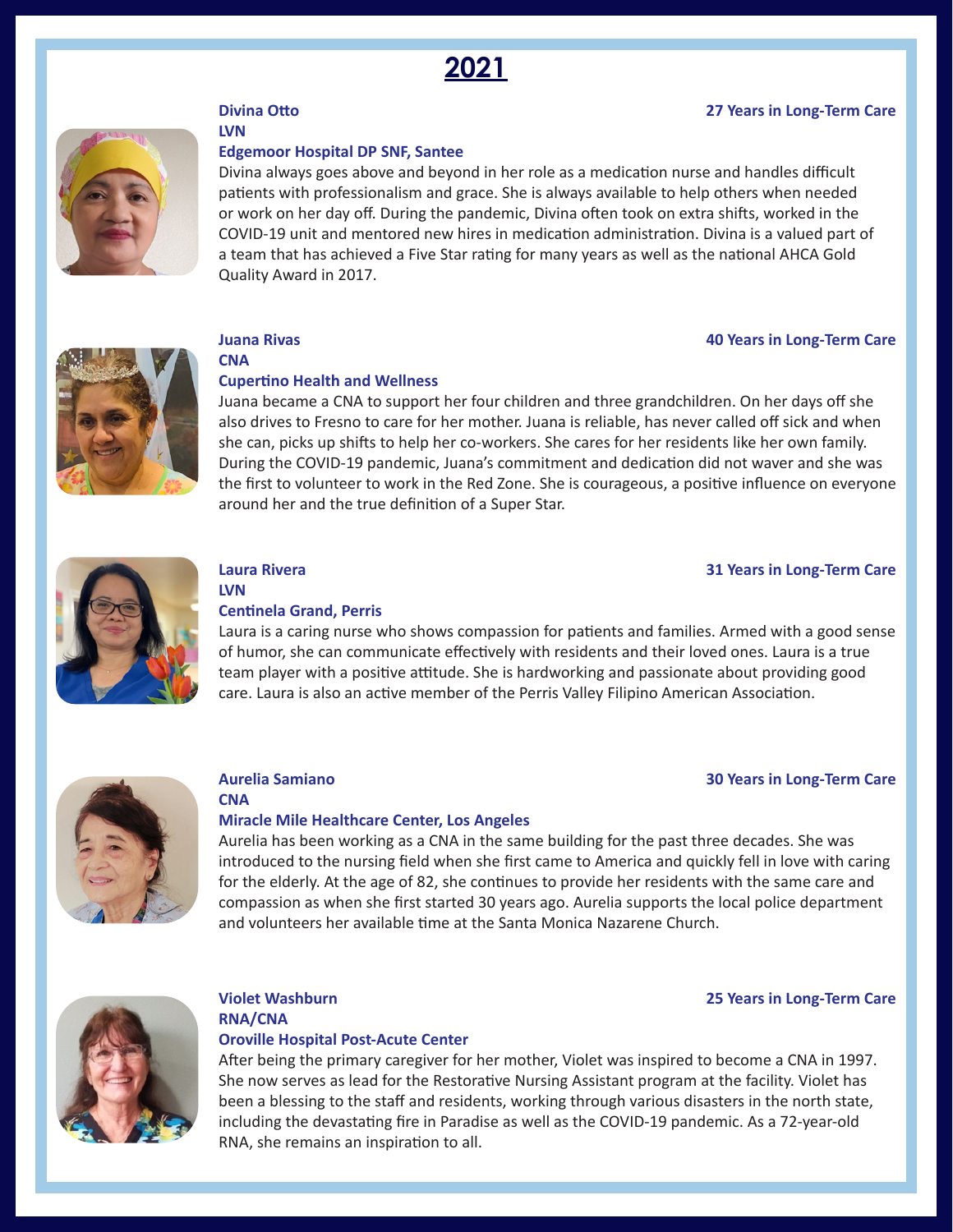# 2021

**Divina Otto**
**LVN**
**Edgemoor Hospital DP SNF, Santee**
**27 Years in Long-Term Care**

Divina always goes above and beyond in her role as a medication nurse and handles difficult patients with professionalism and grace. She is always available to help others when needed or work on her day off. During the pandemic, Divina often took on extra shifts, worked in the COVID-19 unit and mentored new hires in medication administration. Divina is a valued part of a team that has achieved a Five Star rating for many years as well as the national AHCA Gold Quality Award in 2017.

**Juana Rivas**
**CNA**
**Cupertino Health and Wellness**
**40 Years in Long-Term Care**

Juana became a CNA to support her four children and three grandchildren. On her days off she also drives to Fresno to care for her mother. Juana is reliable, has never called off sick and when she can, picks up shifts to help her co-workers. She cares for her residents like her own family. During the COVID-19 pandemic, Juana's commitment and dedication did not waver and she was the first to volunteer to work in the Red Zone. She is courageous, a positive influence on everyone around her and the true definition of a Super Star.

**Laura Rivera**
**LVN**
**Centinela Grand, Perris**
**31 Years in Long-Term Care**

Laura is a caring nurse who shows compassion for patients and families. Armed with a good sense of humor, she can communicate effectively with residents and their loved ones. Laura is a true team player with a positive attitude. She is hardworking and passionate about providing good care. Laura is also an active member of the Perris Valley Filipino American Association.

**Aurelia Samiano**
**CNA**
**Miracle Mile Healthcare Center, Los Angeles**
**30 Years in Long-Term Care**

Aurelia has been working as a CNA in the same building for the past three decades. She was introduced to the nursing field when she first came to America and quickly fell in love with caring for the elderly. At the age of 82, she continues to provide her residents with the same care and compassion as when she first started 30 years ago. Aurelia supports the local police department and volunteers her available time at the Santa Monica Nazarene Church.

**Violet Washburn**
**RNA/CNA**
**Oroville Hospital Post-Acute Center**
**25 Years in Long-Term Care**

After being the primary caregiver for her mother, Violet was inspired to become a CNA in 1997. She now serves as lead for the Restorative Nursing Assistant program at the facility. Violet has been a blessing to the staff and residents, working through various disasters in the north state, including the devastating fire in Paradise as well as the COVID-19 pandemic. As a 72-year-old RNA, she remains an inspiration to all.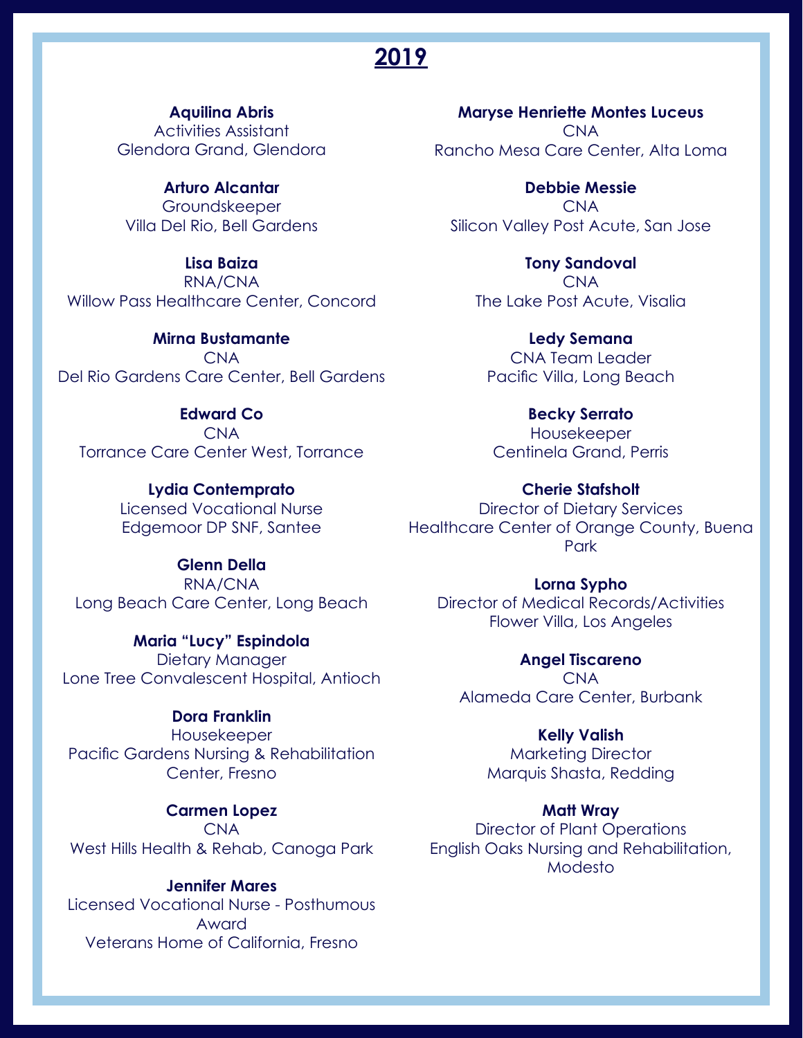# 2019

**Aquilina Abris**
Activities Assistant
Glendora Grand, Glendora

**Arturo Alcantar**
Groundskeeper
Villa Del Rio, Bell Gardens

**Lisa Baiza**
RNA/CNA
Willow Pass Healthcare Center, Concord

**Mirna Bustamante**
CNA
Del Rio Gardens Care Center, Bell Gardens

**Edward Co**
CNA
Torrance Care Center West, Torrance

**Lydia Contemprato**
Licensed Vocational Nurse
Edgemoor DP SNF, Santee

**Glenn Della**
RNA/CNA
Long Beach Care Center, Long Beach

**Maria "Lucy" Espindola**
Dietary Manager
Lone Tree Convalescent Hospital, Antioch

**Dora Franklin**
Housekeeper
Pacific Gardens Nursing & Rehabilitation Center, Fresno

**Carmen Lopez**
CNA
West Hills Health & Rehab, Canoga Park

**Jennifer Mares**
Licensed Vocational Nurse - Posthumous Award
Veterans Home of California, Fresno

**Maryse Henriette Montes Luceus**
CNA
Rancho Mesa Care Center, Alta Loma

**Debbie Messie**
CNA
Silicon Valley Post Acute, San Jose

**Tony Sandoval**
CNA
The Lake Post Acute, Visalia

**Ledy Semana**
CNA Team Leader
Pacific Villa, Long Beach

**Becky Serrato**
Housekeeper
Centinela Grand, Perris

**Cherie Stafsholt**
Director of Dietary Services
Healthcare Center of Orange County, Buena Park

**Lorna Sypho**
Director of Medical Records/Activities
Flower Villa, Los Angeles

**Angel Tiscareno**
CNA
Alameda Care Center, Burbank

**Kelly Valish**
Marketing Director
Marquis Shasta, Redding

**Matt Wray**
Director of Plant Operations
English Oaks Nursing and Rehabilitation, Modesto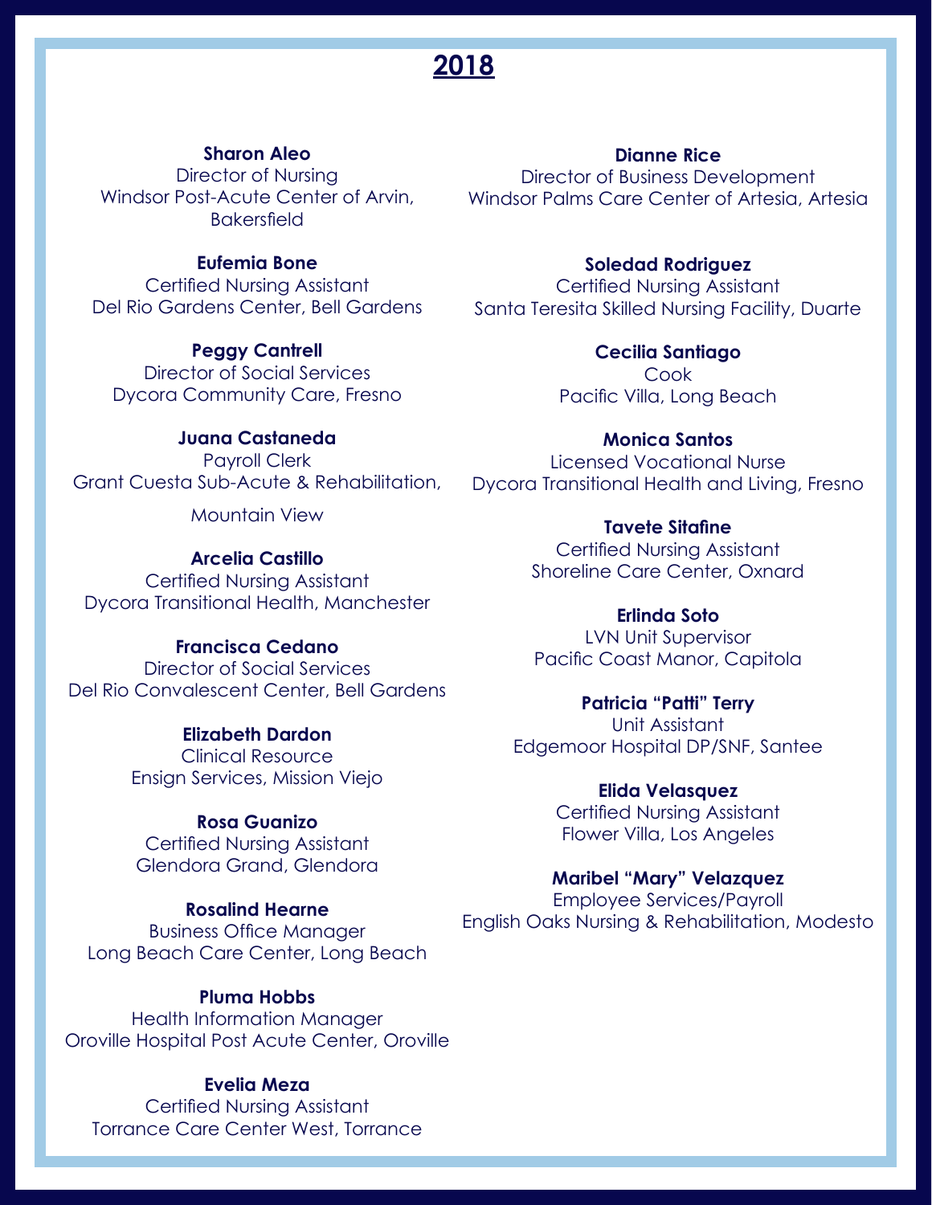# 2018

**Sharon Aleo**
Director of Nursing
Windsor Post-Acute Center of Arvin, Bakersfield

**Eufemia Bone**
Certified Nursing Assistant
Del Rio Gardens Center, Bell Gardens

**Peggy Cantrell**
Director of Social Services
Dycora Community Care, Fresno

**Juana Castaneda**
Payroll Clerk
Grant Cuesta Sub-Acute & Rehabilitation, Mountain View

**Arcelia Castillo**
Certified Nursing Assistant
Dycora Transitional Health, Manchester

**Francisca Cedano**
Director of Social Services
Del Rio Convalescent Center, Bell Gardens

**Elizabeth Dardon**
Clinical Resource
Ensign Services, Mission Viejo

**Rosa Guanizo**
Certified Nursing Assistant
Glendora Grand, Glendora

**Rosalind Hearne**
Business Office Manager
Long Beach Care Center, Long Beach

**Pluma Hobbs**
Health Information Manager
Oroville Hospital Post Acute Center, Oroville

**Evelia Meza**
Certified Nursing Assistant
Torrance Care Center West, Torrance

**Dianne Rice**
Director of Business Development
Windsor Palms Care Center of Artesia, Artesia

**Soledad Rodriguez**
Certified Nursing Assistant
Santa Teresita Skilled Nursing Facility, Duarte

**Cecilia Santiago**
Cook
Pacific Villa, Long Beach

**Monica Santos**
Licensed Vocational Nurse
Dycora Transitional Health and Living, Fresno

**Tavete Sitafine**
Certified Nursing Assistant
Shoreline Care Center, Oxnard

**Erlinda Soto**
LVN Unit Supervisor
Pacific Coast Manor, Capitola

**Patricia "Patti" Terry**
Unit Assistant
Edgemoor Hospital DP/SNF, Santee

**Elida Velasquez**
Certified Nursing Assistant
Flower Villa, Los Angeles

**Maribel "Mary" Velazquez**
Employee Services/Payroll
English Oaks Nursing & Rehabilitation, Modesto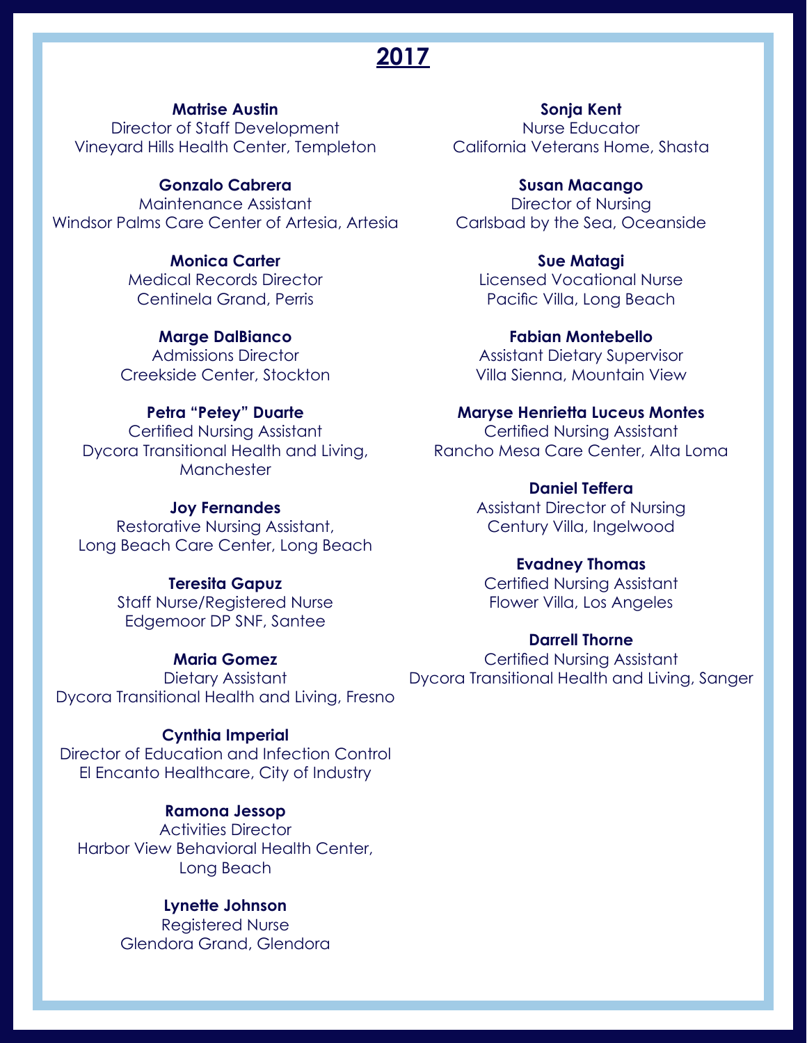## 2017

**Matrise Austin**
Director of Staff Development
Vineyard Hills Health Center, Templeton

**Gonzalo Cabrera**
Maintenance Assistant
Windsor Palms Care Center of Artesia, Artesia

**Monica Carter**
Medical Records Director
Centinela Grand, Perris

**Marge DalBianco**
Admissions Director
Creekside Center, Stockton

**Petra "Petey" Duarte**
Certified Nursing Assistant
Dycora Transitional Health and Living, Manchester

**Joy Fernandes**
Restorative Nursing Assistant,
Long Beach Care Center, Long Beach

**Teresita Gapuz**
Staff Nurse/Registered Nurse
Edgemoor DP SNF, Santee

**Maria Gomez**
Dietary Assistant
Dycora Transitional Health and Living, Fresno

**Cynthia Imperial**
Director of Education and Infection Control
El Encanto Healthcare, City of Industry

**Ramona Jessop**
Activities Director
Harbor View Behavioral Health Center, Long Beach

**Lynette Johnson**
Registered Nurse
Glendora Grand, Glendora

**Sonja Kent**
Nurse Educator
California Veterans Home, Shasta

**Susan Macango**
Director of Nursing
Carlsbad by the Sea, Oceanside

**Sue Matagi**
Licensed Vocational Nurse
Pacific Villa, Long Beach

**Fabian Montebello**
Assistant Dietary Supervisor
Villa Sienna, Mountain View

**Maryse Henrietta Luceus Montes**
Certified Nursing Assistant
Rancho Mesa Care Center, Alta Loma

**Daniel Teffera**
Assistant Director of Nursing
Century Villa, Ingelwood

**Evadney Thomas**
Certified Nursing Assistant
Flower Villa, Los Angeles

**Darrell Thorne**
Certified Nursing Assistant
Dycora Transitional Health and Living, Sanger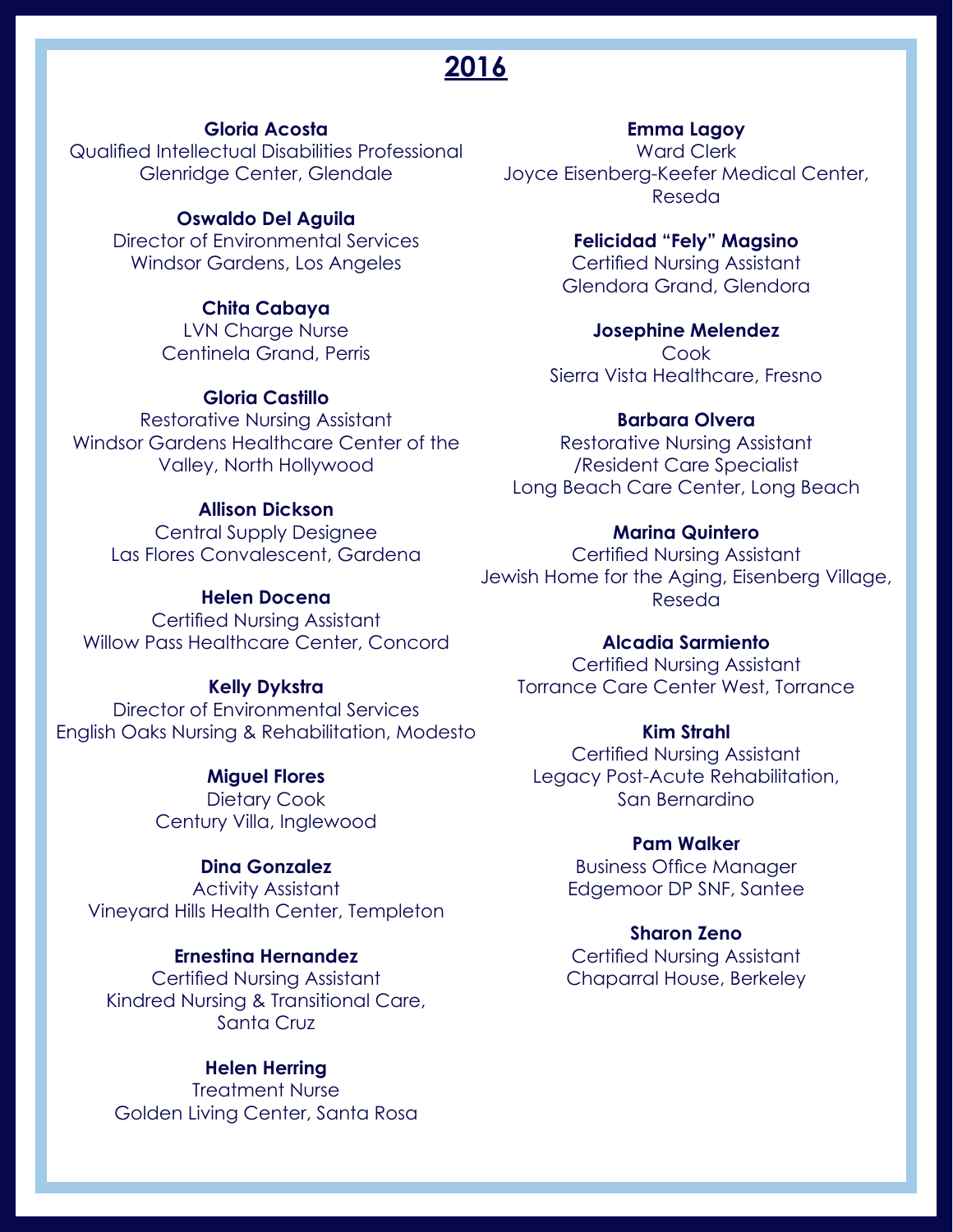# 2016

**Gloria Acosta**
Qualified Intellectual Disabilities Professional
Glenridge Center, Glendale

**Oswaldo Del Aguila**
Director of Environmental Services
Windsor Gardens, Los Angeles

**Chita Cabaya**
LVN Charge Nurse
Centinela Grand, Perris

**Gloria Castillo**
Restorative Nursing Assistant
Windsor Gardens Healthcare Center of the Valley, North Hollywood

**Allison Dickson**
Central Supply Designee
Las Flores Convalescent, Gardena

**Helen Docena**
Certified Nursing Assistant
Willow Pass Healthcare Center, Concord

**Kelly Dykstra**
Director of Environmental Services
English Oaks Nursing & Rehabilitation, Modesto

**Miguel Flores**
Dietary Cook
Century Villa, Inglewood

**Dina Gonzalez**
Activity Assistant
Vineyard Hills Health Center, Templeton

**Ernestina Hernandez**
Certified Nursing Assistant
Kindred Nursing & Transitional Care, Santa Cruz

**Helen Herring**
Treatment Nurse
Golden Living Center, Santa Rosa

**Emma Lagoy**
Ward Clerk
Joyce Eisenberg-Keefer Medical Center, Reseda

**Felicidad "Fely" Magsino**
Certified Nursing Assistant
Glendora Grand, Glendora

**Josephine Melendez**
Cook
Sierra Vista Healthcare, Fresno

**Barbara Olvera**
Restorative Nursing Assistant /Resident Care Specialist
Long Beach Care Center, Long Beach

**Marina Quintero**
Certified Nursing Assistant
Jewish Home for the Aging, Eisenberg Village, Reseda

**Alcadia Sarmiento**
Certified Nursing Assistant
Torrance Care Center West, Torrance

**Kim Strahl**
Certified Nursing Assistant
Legacy Post-Acute Rehabilitation, San Bernardino

**Pam Walker**
Business Office Manager
Edgemoor DP SNF, Santee

**Sharon Zeno**
Certified Nursing Assistant
Chaparral House, Berkeley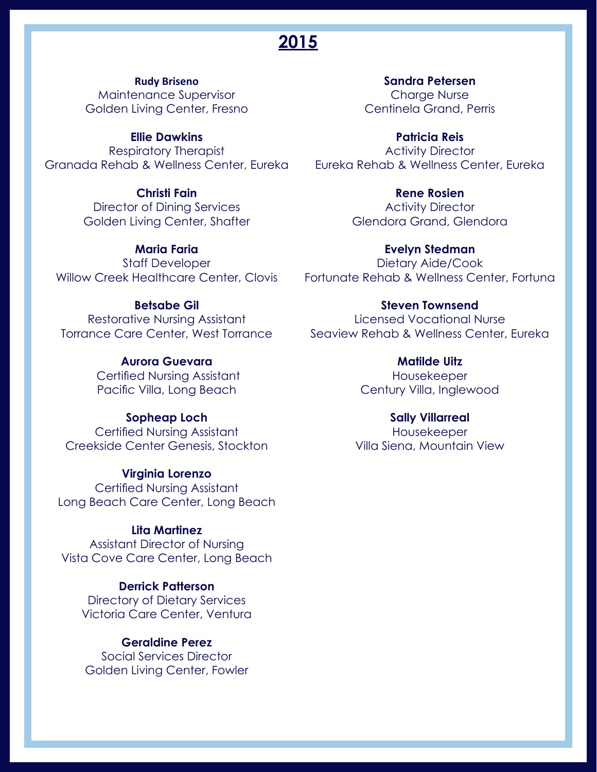# 2015

**Rudy Briseno**
Maintenance Supervisor
Golden Living Center, Fresno

**Ellie Dawkins**
Respiratory Therapist
Granada Rehab & Wellness Center, Eureka

**Christi Fain**
Director of Dining Services
Golden Living Center, Shafter

**Maria Faria**
Staff Developer
Willow Creek Healthcare Center, Clovis

**Betsabe Gil**
Restorative Nursing Assistant
Torrance Care Center, West Torrance

**Aurora Guevara**
Certified Nursing Assistant
Pacific Villa, Long Beach

**Sopheap Loch**
Certified Nursing Assistant
Creekside Center Genesis, Stockton

**Virginia Lorenzo**
Certified Nursing Assistant
Long Beach Care Center, Long Beach

**Lita Martinez**
Assistant Director of Nursing
Vista Cove Care Center, Long Beach

**Derrick Patterson**
Directory of Dietary Services
Victoria Care Center, Ventura

**Geraldine Perez**
Social Services Director
Golden Living Center, Fowler

**Sandra Petersen**
Charge Nurse
Centinela Grand, Perris

**Patricia Reis**
Activity Director
Eureka Rehab & Wellness Center, Eureka

**Rene Rosien**
Activity Director
Glendora Grand, Glendora

**Evelyn Stedman**
Dietary Aide/Cook
Fortunate Rehab & Wellness Center, Fortuna

**Steven Townsend**
Licensed Vocational Nurse
Seaview Rehab & Wellness Center, Eureka

**Matilde Uitz**
Housekeeper
Century Villa, Inglewood

**Sally Villarreal**
Housekeeper
Villa Siena, Mountain View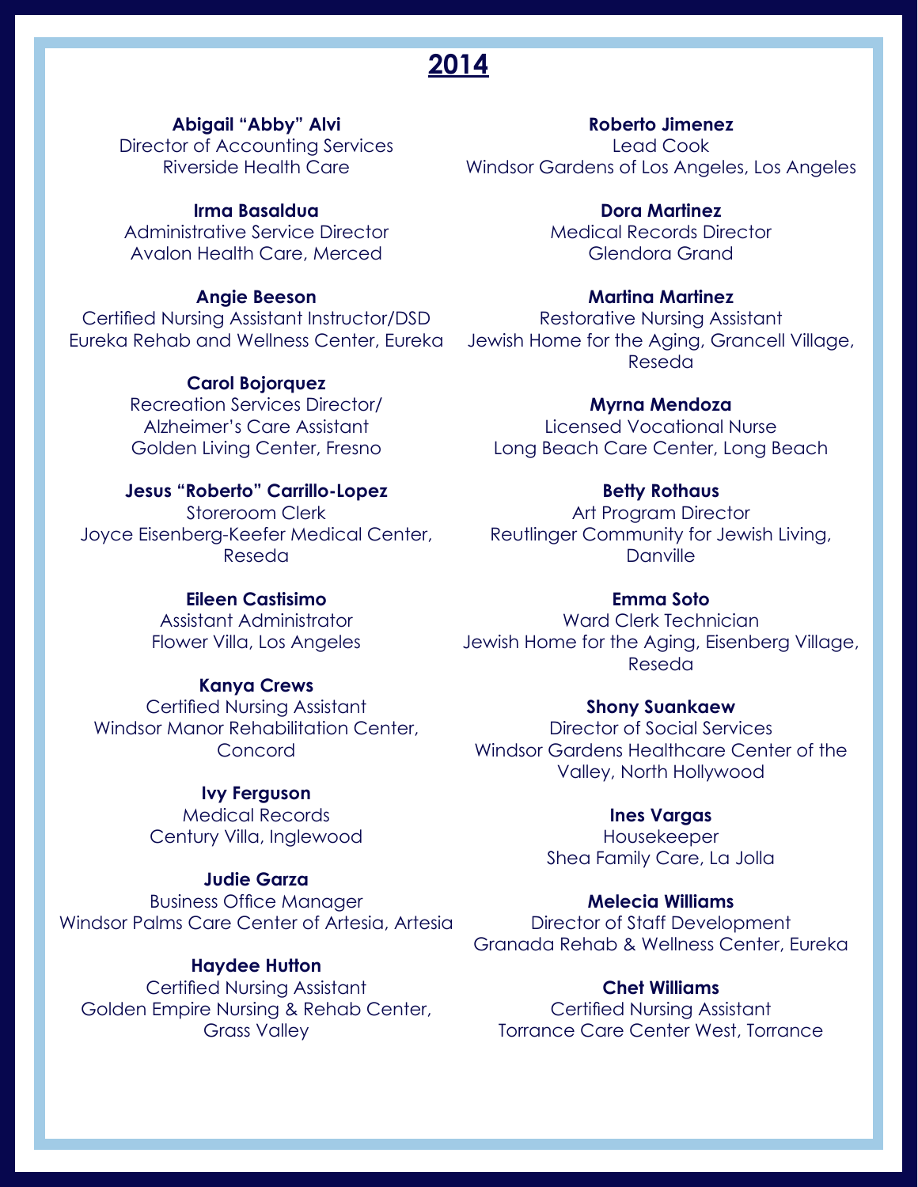## 2014

**Abigail "Abby" Alvi**
Director of Accounting Services
Riverside Health Care

**Irma Basaldua**
Administrative Service Director
Avalon Health Care, Merced

**Angie Beeson**
Certified Nursing Assistant Instructor/DSD
Eureka Rehab and Wellness Center, Eureka

**Carol Bojorquez**
Recreation Services Director/
Alzheimer's Care Assistant
Golden Living Center, Fresno

**Jesus "Roberto" Carrillo-Lopez**
Storeroom Clerk
Joyce Eisenberg-Keefer Medical Center, Reseda

**Eileen Castisimo**
Assistant Administrator
Flower Villa, Los Angeles

**Kanya Crews**
Certified Nursing Assistant
Windsor Manor Rehabilitation Center, Concord

**Ivy Ferguson**
Medical Records
Century Villa, Inglewood

**Judie Garza**
Business Office Manager
Windsor Palms Care Center of Artesia, Artesia

**Haydee Hutton**
Certified Nursing Assistant
Golden Empire Nursing & Rehab Center, Grass Valley

**Roberto Jimenez**
Lead Cook
Windsor Gardens of Los Angeles, Los Angeles

**Dora Martinez**
Medical Records Director
Glendora Grand

**Martina Martinez**
Restorative Nursing Assistant
Jewish Home for the Aging, Grancell Village, Reseda

**Myrna Mendoza**
Licensed Vocational Nurse
Long Beach Care Center, Long Beach

**Betty Rothaus**
Art Program Director
Reutlinger Community for Jewish Living, Danville

**Emma Soto**
Ward Clerk Technician
Jewish Home for the Aging, Eisenberg Village, Reseda

**Shony Suankaew**
Director of Social Services
Windsor Gardens Healthcare Center of the Valley, North Hollywood

**Ines Vargas**
Housekeeper
Shea Family Care, La Jolla

**Melecia Williams**
Director of Staff Development
Granada Rehab & Wellness Center, Eureka

**Chet Williams**
Certified Nursing Assistant
Torrance Care Center West, Torrance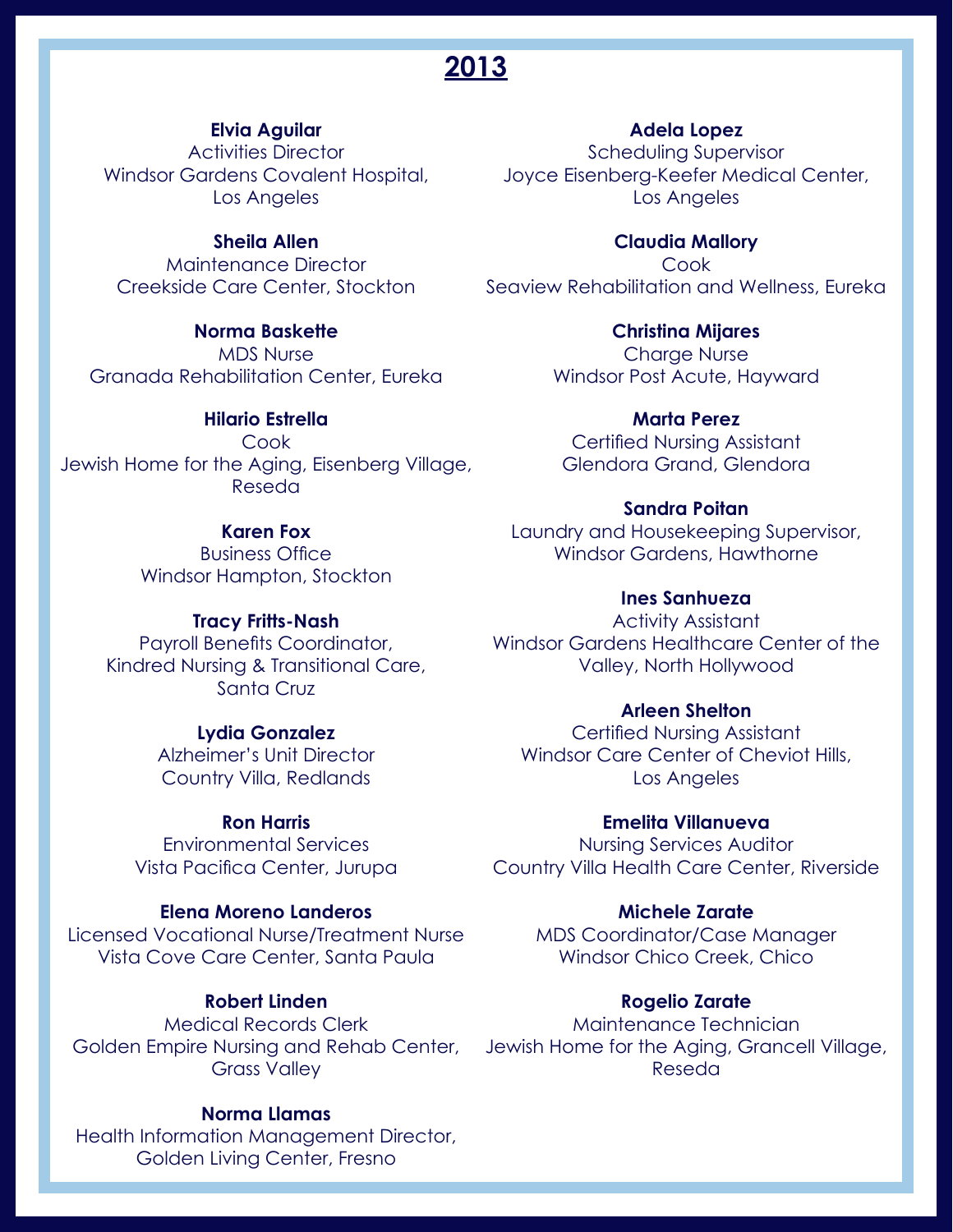# 2013

**Elvia Aguilar**
Activities Director
Windsor Gardens Covalent Hospital, Los Angeles

**Sheila Allen**
Maintenance Director
Creekside Care Center, Stockton

**Norma Baskette**
MDS Nurse
Granada Rehabilitation Center, Eureka

**Hilario Estrella**
Cook
Jewish Home for the Aging, Eisenberg Village, Reseda

**Karen Fox**
Business Office
Windsor Hampton, Stockton

**Tracy Fritts-Nash**
Payroll Benefits Coordinator, Kindred Nursing & Transitional Care, Santa Cruz

**Lydia Gonzalez**
Alzheimer's Unit Director
Country Villa, Redlands

**Ron Harris**
Environmental Services
Vista Pacifica Center, Jurupa

**Elena Moreno Landeros**
Licensed Vocational Nurse/Treatment Nurse
Vista Cove Care Center, Santa Paula

**Robert Linden**
Medical Records Clerk
Golden Empire Nursing and Rehab Center, Grass Valley

**Norma Llamas**
Health Information Management Director, Golden Living Center, Fresno

**Adela Lopez**
Scheduling Supervisor
Joyce Eisenberg-Keefer Medical Center, Los Angeles

**Claudia Mallory**
Cook
Seaview Rehabilitation and Wellness, Eureka

**Christina Mijares**
Charge Nurse
Windsor Post Acute, Hayward

**Marta Perez**
Certified Nursing Assistant
Glendora Grand, Glendora

**Sandra Poitan**
Laundry and Housekeeping Supervisor, Windsor Gardens, Hawthorne

**Ines Sanhueza**
Activity Assistant
Windsor Gardens Healthcare Center of the Valley, North Hollywood

**Arleen Shelton**
Certified Nursing Assistant
Windsor Care Center of Cheviot Hills, Los Angeles

**Emelita Villanueva**
Nursing Services Auditor
Country Villa Health Care Center, Riverside

**Michele Zarate**
MDS Coordinator/Case Manager
Windsor Chico Creek, Chico

**Rogelio Zarate**
Maintenance Technician
Jewish Home for the Aging, Grancell Village, Reseda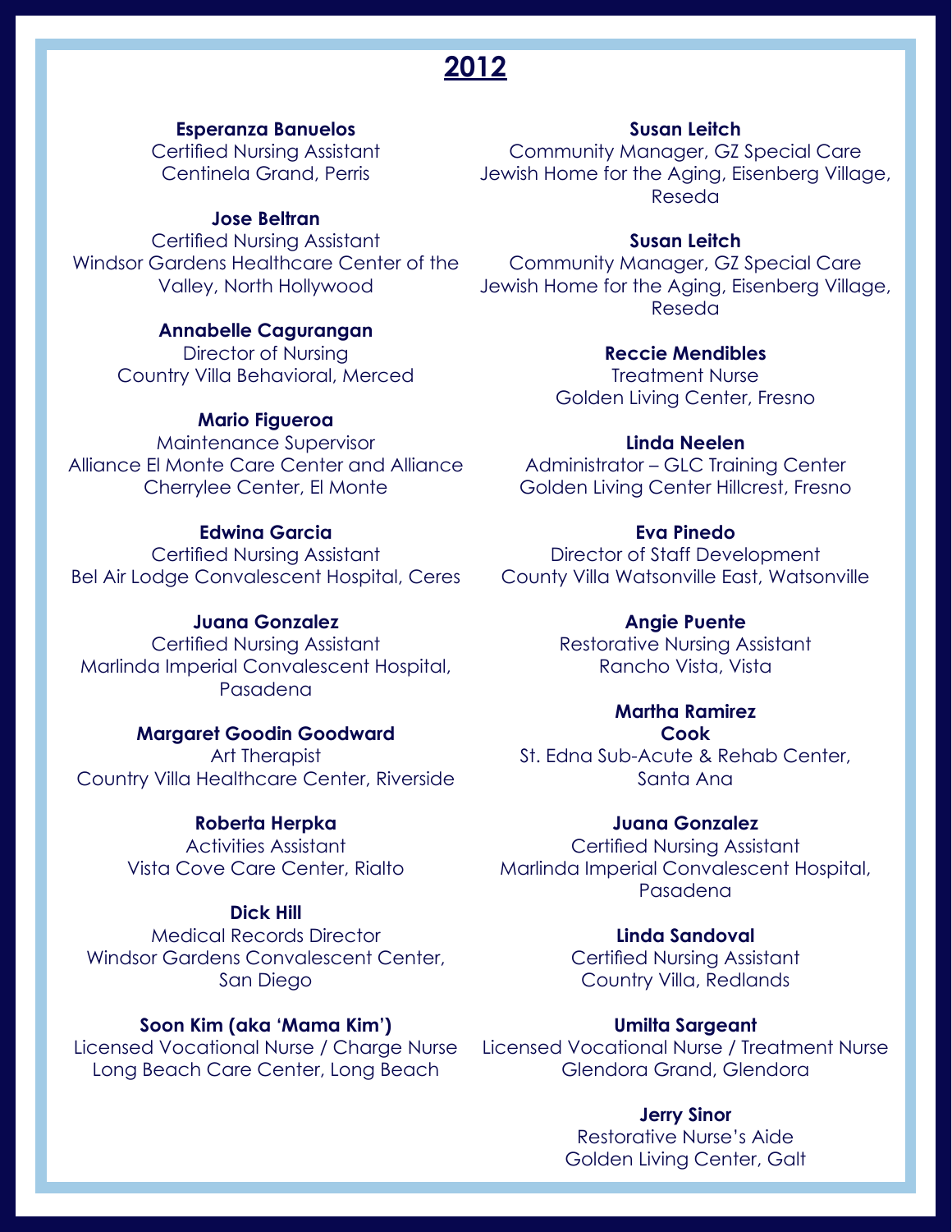## 2012

**Esperanza Banuelos**
Certified Nursing Assistant
Centinela Grand, Perris

**Jose Beltran**
Certified Nursing Assistant
Windsor Gardens Healthcare Center of the Valley, North Hollywood

**Annabelle Cagurangan**
Director of Nursing
Country Villa Behavioral, Merced

**Mario Figueroa**
Maintenance Supervisor
Alliance El Monte Care Center and Alliance Cherrylee Center, El Monte

**Edwina Garcia**
Certified Nursing Assistant
Bel Air Lodge Convalescent Hospital, Ceres

**Juana Gonzalez**
Certified Nursing Assistant
Marlinda Imperial Convalescent Hospital, Pasadena

**Margaret Goodin Goodward**
Art Therapist
Country Villa Healthcare Center, Riverside

**Roberta Herpka**
Activities Assistant
Vista Cove Care Center, Rialto

**Dick Hill**
Medical Records Director
Windsor Gardens Convalescent Center, San Diego

**Soon Kim (aka 'Mama Kim')**
Licensed Vocational Nurse / Charge Nurse
Long Beach Care Center, Long Beach

**Susan Leitch**
Community Manager, GZ Special Care
Jewish Home for the Aging, Eisenberg Village, Reseda

**Susan Leitch**
Community Manager, GZ Special Care
Jewish Home for the Aging, Eisenberg Village, Reseda

**Reccie Mendibles**
Treatment Nurse
Golden Living Center, Fresno

**Linda Neelen**
Administrator – GLC Training Center
Golden Living Center Hillcrest, Fresno

**Eva Pinedo**
Director of Staff Development
County Villa Watsonville East, Watsonville

**Angie Puente**
Restorative Nursing Assistant
Rancho Vista, Vista

**Martha Ramirez**
**Cook**
St. Edna Sub-Acute & Rehab Center, Santa Ana

**Juana Gonzalez**
Certified Nursing Assistant
Marlinda Imperial Convalescent Hospital, Pasadena

**Linda Sandoval**
Certified Nursing Assistant
Country Villa, Redlands

**Umilta Sargeant**
Licensed Vocational Nurse / Treatment Nurse
Glendora Grand, Glendora

**Jerry Sinor**
Restorative Nurse's Aide
Golden Living Center, Galt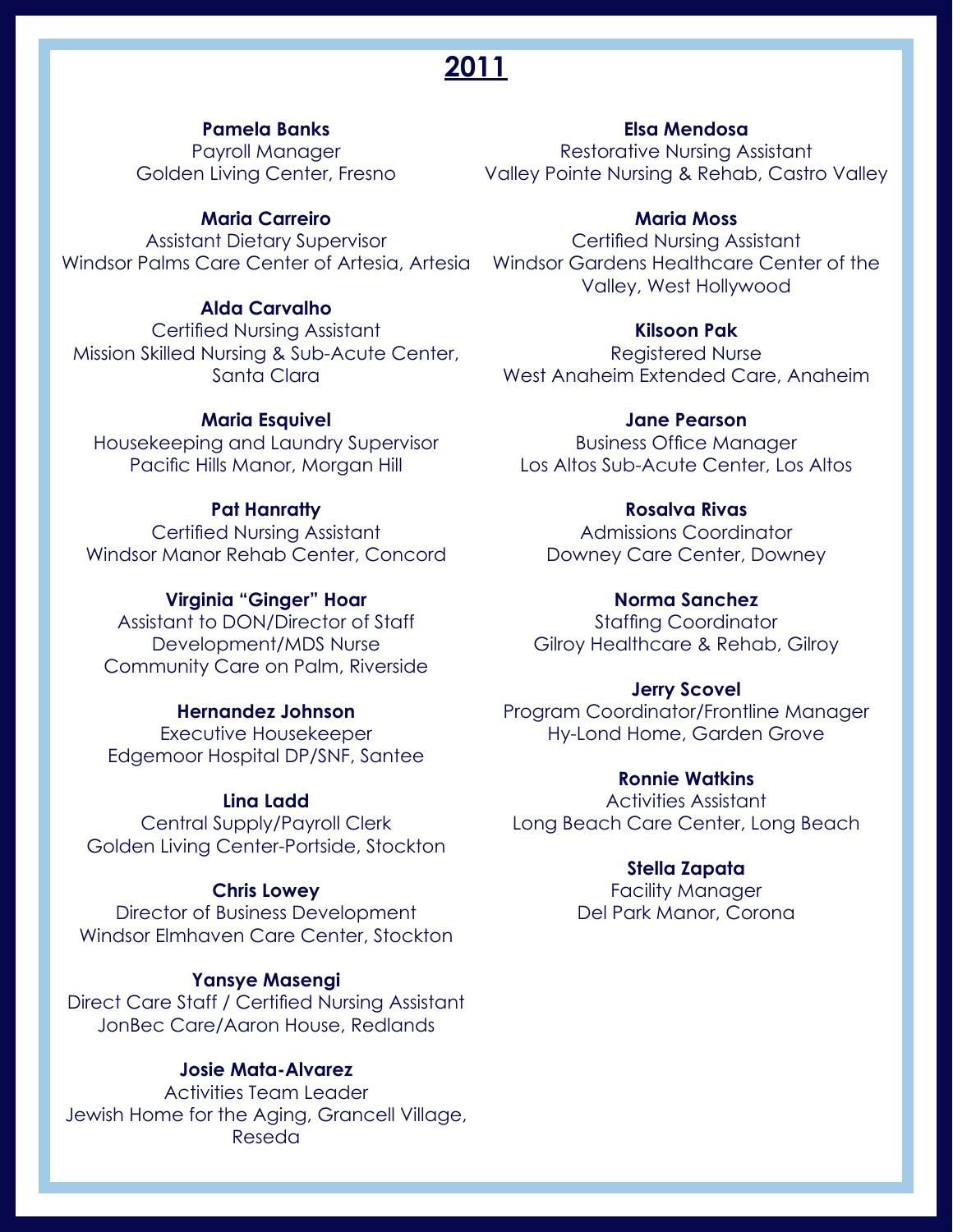# 2011

**Pamela Banks**
Payroll Manager
Golden Living Center, Fresno

**Maria Carreiro**
Assistant Dietary Supervisor
Windsor Palms Care Center of Artesia, Artesia

**Alda Carvalho**
Certified Nursing Assistant
Mission Skilled Nursing & Sub-Acute Center, Santa Clara

**Maria Esquivel**
Housekeeping and Laundry Supervisor
Pacific Hills Manor, Morgan Hill

**Pat Hanratty**
Certified Nursing Assistant
Windsor Manor Rehab Center, Concord

**Virginia "Ginger" Hoar**
Assistant to DON/Director of Staff Development/MDS Nurse
Community Care on Palm, Riverside

**Hernandez Johnson**
Executive Housekeeper
Edgemoor Hospital DP/SNF, Santee

**Lina Ladd**
Central Supply/Payroll Clerk
Golden Living Center-Portside, Stockton

**Chris Lowey**
Director of Business Development
Windsor Elmhaven Care Center, Stockton

**Yansye Masengi**
Direct Care Staff / Certified Nursing Assistant
JonBec Care/Aaron House, Redlands

**Josie Mata-Alvarez**
Activities Team Leader
Jewish Home for the Aging, Grancell Village, Reseda

**Elsa Mendosa**
Restorative Nursing Assistant
Valley Pointe Nursing & Rehab, Castro Valley

**Maria Moss**
Certified Nursing Assistant
Windsor Gardens Healthcare Center of the Valley, West Hollywood

**Kilsoon Pak**
Registered Nurse
West Anaheim Extended Care, Anaheim

**Jane Pearson**
Business Office Manager
Los Altos Sub-Acute Center, Los Altos

**Rosalva Rivas**
Admissions Coordinator
Downey Care Center, Downey

**Norma Sanchez**
Staffing Coordinator
Gilroy Healthcare & Rehab, Gilroy

**Jerry Scovel**
Program Coordinator/Frontline Manager
Hy-Lond Home, Garden Grove

**Ronnie Watkins**
Activities Assistant
Long Beach Care Center, Long Beach

**Stella Zapata**
Facility Manager
Del Park Manor, Corona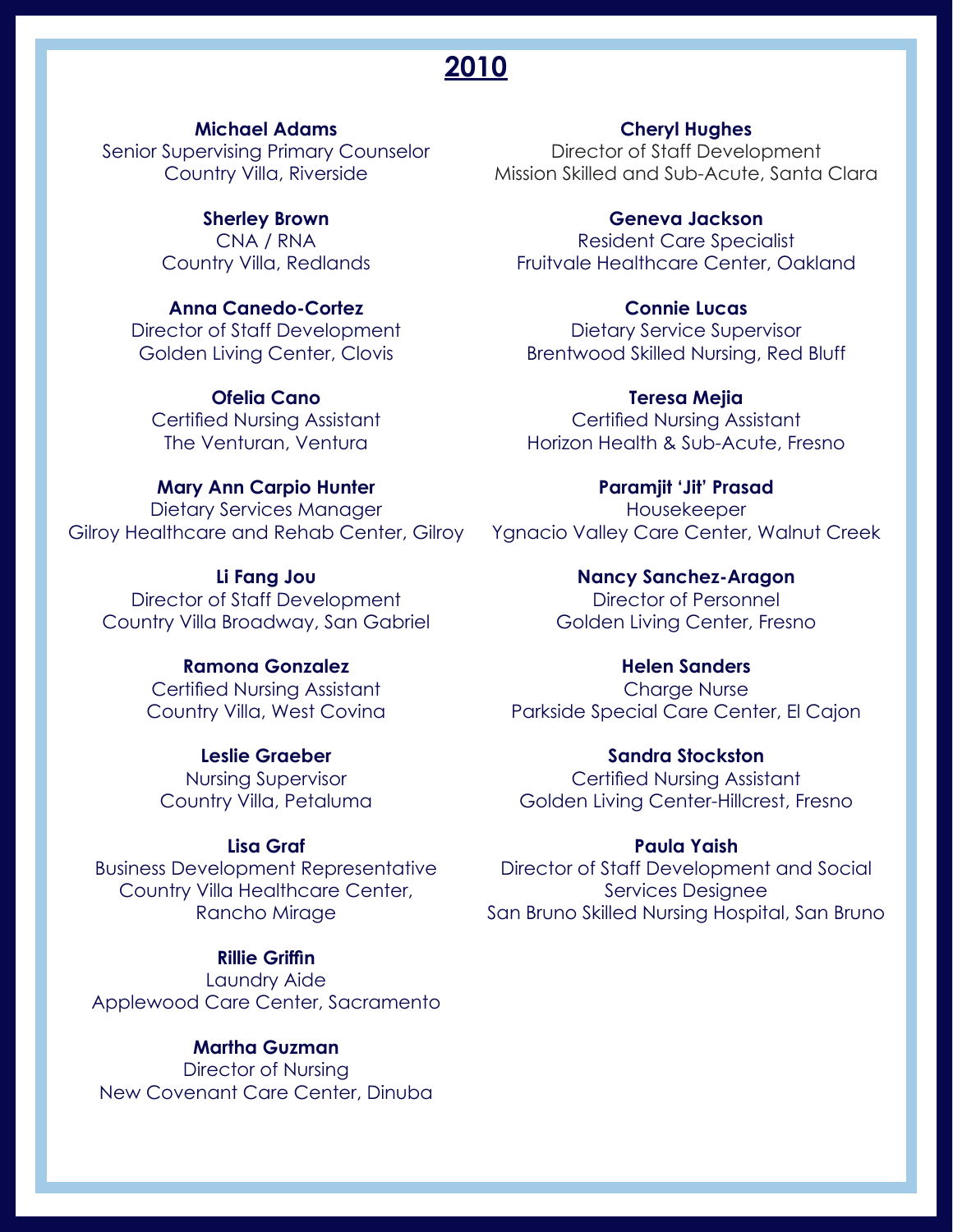## 2010

**Michael Adams**
Senior Supervising Primary Counselor
Country Villa, Riverside

**Sherley Brown**
CNA / RNA
Country Villa, Redlands

**Anna Canedo-Cortez**
Director of Staff Development
Golden Living Center, Clovis

**Ofelia Cano**
Certified Nursing Assistant
The Venturan, Ventura

**Mary Ann Carpio Hunter**
Dietary Services Manager
Gilroy Healthcare and Rehab Center, Gilroy

**Li Fang Jou**
Director of Staff Development
Country Villa Broadway, San Gabriel

**Ramona Gonzalez**
Certified Nursing Assistant
Country Villa, West Covina

**Leslie Graeber**
Nursing Supervisor
Country Villa, Petaluma

**Lisa Graf**
Business Development Representative
Country Villa Healthcare Center,
Rancho Mirage

**Rillie Griffin**
Laundry Aide
Applewood Care Center, Sacramento

**Martha Guzman**
Director of Nursing
New Covenant Care Center, Dinuba

**Cheryl Hughes**
Director of Staff Development
Mission Skilled and Sub-Acute, Santa Clara

**Geneva Jackson**
Resident Care Specialist
Fruitvale Healthcare Center, Oakland

**Connie Lucas**
Dietary Service Supervisor
Brentwood Skilled Nursing, Red Bluff

**Teresa Mejia**
Certified Nursing Assistant
Horizon Health & Sub-Acute, Fresno

**Paramjit 'Jit' Prasad**
Housekeeper
Ygnacio Valley Care Center, Walnut Creek

**Nancy Sanchez-Aragon**
Director of Personnel
Golden Living Center, Fresno

**Helen Sanders**
Charge Nurse
Parkside Special Care Center, El Cajon

**Sandra Stockston**
Certified Nursing Assistant
Golden Living Center-Hillcrest, Fresno

**Paula Yaish**
Director of Staff Development and Social Services Designee
San Bruno Skilled Nursing Hospital, San Bruno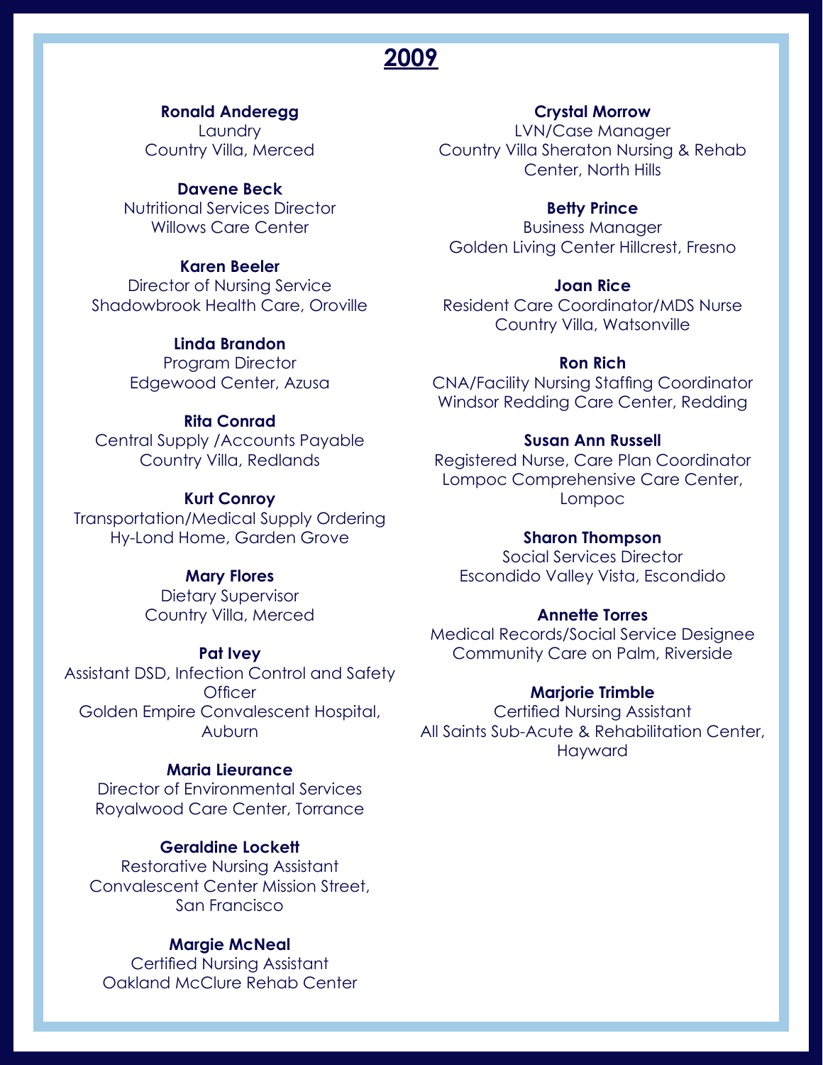# 2009

**Ronald Anderegg**
Laundry
Country Villa, Merced

**Davene Beck**
Nutritional Services Director
Willows Care Center

**Karen Beeler**
Director of Nursing Service
Shadowbrook Health Care, Oroville

**Linda Brandon**
Program Director
Edgewood Center, Azusa

**Rita Conrad**
Central Supply /Accounts Payable
Country Villa, Redlands

**Kurt Conroy**
Transportation/Medical Supply Ordering
Hy-Lond Home, Garden Grove

**Mary Flores**
Dietary Supervisor
Country Villa, Merced

**Pat Ivey**
Assistant DSD, Infection Control and Safety Officer
Golden Empire Convalescent Hospital, Auburn

**Maria Lieurance**
Director of Environmental Services
Royalwood Care Center, Torrance

**Geraldine Lockett**
Restorative Nursing Assistant
Convalescent Center Mission Street, San Francisco

**Margie McNeal**
Certified Nursing Assistant
Oakland McClure Rehab Center

**Crystal Morrow**
LVN/Case Manager
Country Villa Sheraton Nursing & Rehab Center, North Hills

**Betty Prince**
Business Manager
Golden Living Center Hillcrest, Fresno

**Joan Rice**
Resident Care Coordinator/MDS Nurse
Country Villa, Watsonville

**Ron Rich**
CNA/Facility Nursing Staffing Coordinator
Windsor Redding Care Center, Redding

**Susan Ann Russell**
Registered Nurse, Care Plan Coordinator
Lompoc Comprehensive Care Center, Lompoc

**Sharon Thompson**
Social Services Director
Escondido Valley Vista, Escondido

**Annette Torres**
Medical Records/Social Service Designee
Community Care on Palm, Riverside

**Marjorie Trimble**
Certified Nursing Assistant
All Saints Sub-Acute & Rehabilitation Center, Hayward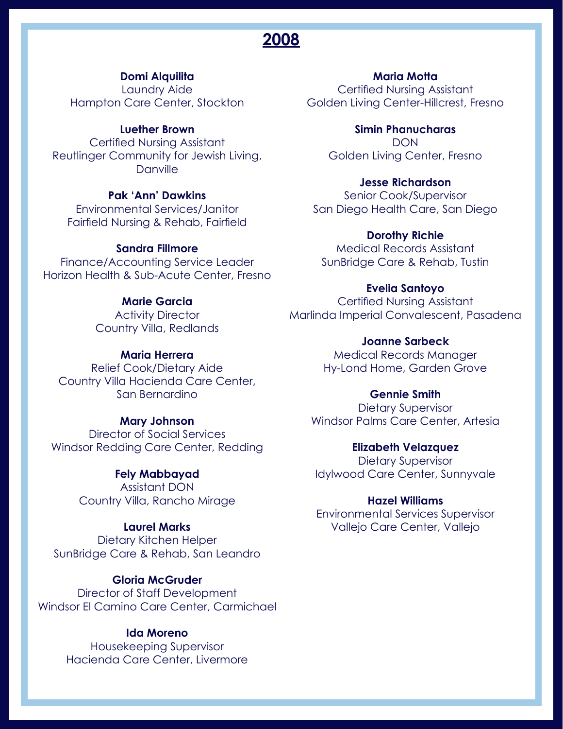## 2008

**Domi Alquilita**
Laundry Aide
Hampton Care Center, Stockton

**Luether Brown**
Certified Nursing Assistant
Reutlinger Community for Jewish Living, Danville

**Pak 'Ann' Dawkins**
Environmental Services/Janitor
Fairfield Nursing & Rehab, Fairfield

**Sandra Fillmore**
Finance/Accounting Service Leader
Horizon Health & Sub-Acute Center, Fresno

**Marie Garcia**
Activity Director
Country Villa, Redlands

**Maria Herrera**
Relief Cook/Dietary Aide
Country Villa Hacienda Care Center, San Bernardino

**Mary Johnson**
Director of Social Services
Windsor Redding Care Center, Redding

**Fely Mabbayad**
Assistant DON
Country Villa, Rancho Mirage

**Laurel Marks**
Dietary Kitchen Helper
SunBridge Care & Rehab, San Leandro

**Gloria McGruder**
Director of Staff Development
Windsor El Camino Care Center, Carmichael

**Ida Moreno**
Housekeeping Supervisor
Hacienda Care Center, Livermore

**Maria Motta**
Certified Nursing Assistant
Golden Living Center-Hillcrest, Fresno

**Simin Phanucharas**
DON
Golden Living Center, Fresno

**Jesse Richardson**
Senior Cook/Supervisor
San Diego Health Care, San Diego

**Dorothy Richie**
Medical Records Assistant
SunBridge Care & Rehab, Tustin

**Evelia Santoyo**
Certified Nursing Assistant
Marlinda Imperial Convalescent, Pasadena

**Joanne Sarbeck**
Medical Records Manager
Hy-Lond Home, Garden Grove

**Gennie Smith**
Dietary Supervisor
Windsor Palms Care Center, Artesia

**Elizabeth Velazquez**
Dietary Supervisor
Idylwood Care Center, Sunnyvale

**Hazel Williams**
Environmental Services Supervisor
Vallejo Care Center, Vallejo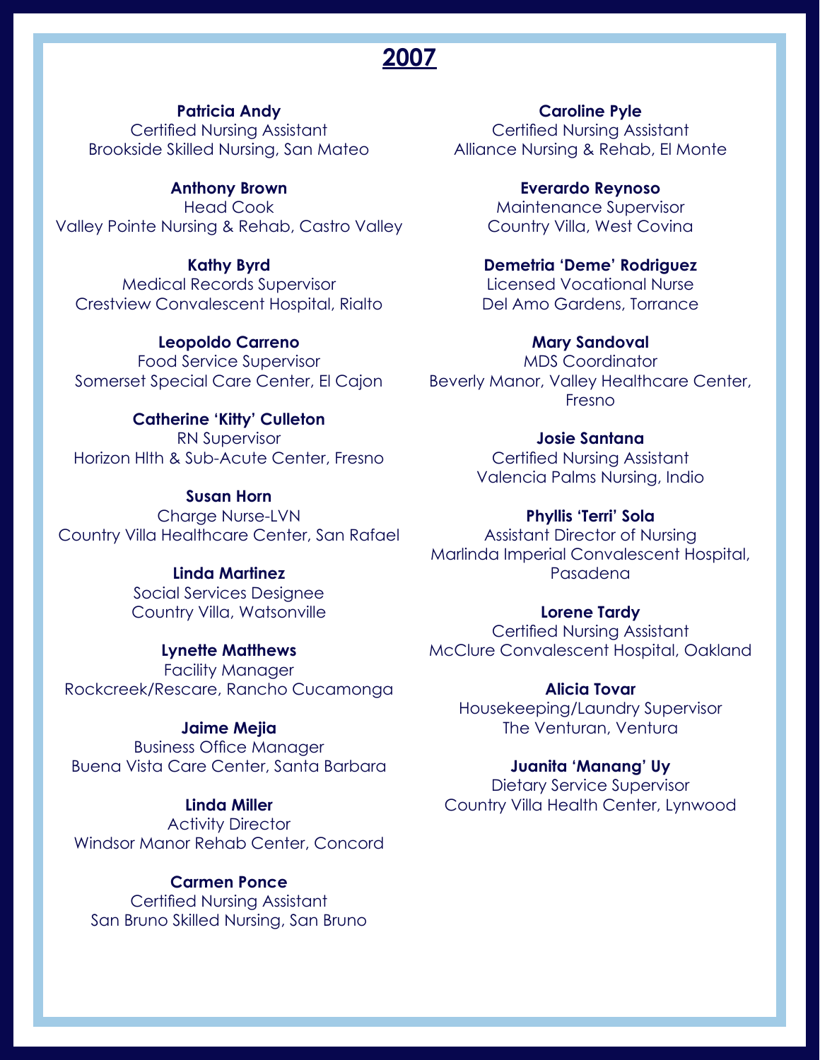## 2007

**Patricia Andy**
Certified Nursing Assistant
Brookside Skilled Nursing, San Mateo

**Anthony Brown**
Head Cook
Valley Pointe Nursing & Rehab, Castro Valley

**Kathy Byrd**
Medical Records Supervisor
Crestview Convalescent Hospital, Rialto

**Leopoldo Carreno**
Food Service Supervisor
Somerset Special Care Center, El Cajon

**Catherine 'Kitty' Culleton**
RN Supervisor
Horizon Hlth & Sub-Acute Center, Fresno

**Susan Horn**
Charge Nurse-LVN
Country Villa Healthcare Center, San Rafael

**Linda Martinez**
Social Services Designee
Country Villa, Watsonville

**Lynette Matthews**
Facility Manager
Rockcreek/Rescare, Rancho Cucamonga

**Jaime Mejia**
Business Office Manager
Buena Vista Care Center, Santa Barbara

**Linda Miller**
Activity Director
Windsor Manor Rehab Center, Concord

**Carmen Ponce**
Certified Nursing Assistant
San Bruno Skilled Nursing, San Bruno

**Caroline Pyle**
Certified Nursing Assistant
Alliance Nursing & Rehab, El Monte

**Everardo Reynoso**
Maintenance Supervisor
Country Villa, West Covina

**Demetria 'Deme' Rodriguez**
Licensed Vocational Nurse
Del Amo Gardens, Torrance

**Mary Sandoval**
MDS Coordinator
Beverly Manor, Valley Healthcare Center, Fresno

**Josie Santana**
Certified Nursing Assistant
Valencia Palms Nursing, Indio

**Phyllis 'Terri' Sola**
Assistant Director of Nursing
Marlinda Imperial Convalescent Hospital, Pasadena

**Lorene Tardy**
Certified Nursing Assistant
McClure Convalescent Hospital, Oakland

**Alicia Tovar**
Housekeeping/Laundry Supervisor
The Venturan, Ventura

**Juanita 'Manang' Uy**
Dietary Service Supervisor
Country Villa Health Center, Lynwood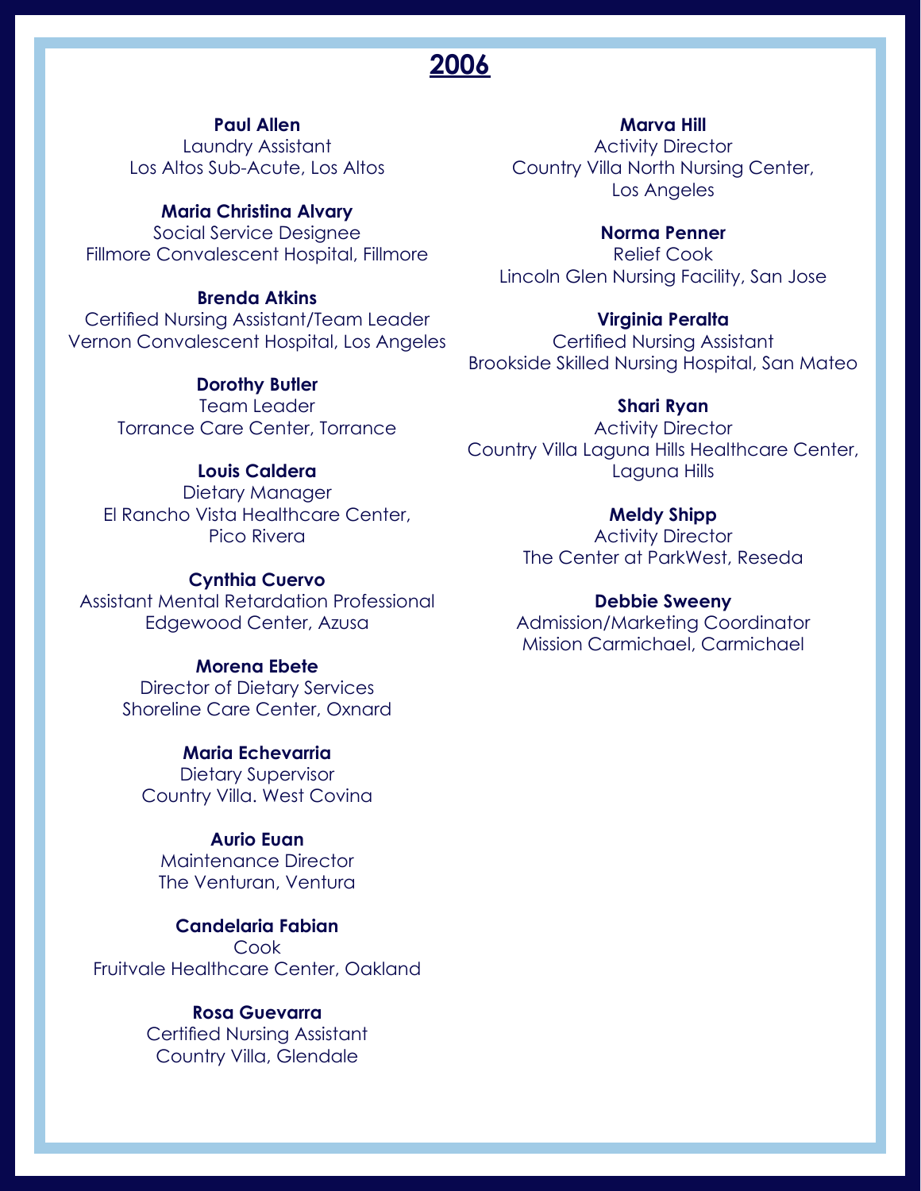# 2006

**Paul Allen**
Laundry Assistant
Los Altos Sub-Acute, Los Altos

**Maria Christina Alvary**
Social Service Designee
Fillmore Convalescent Hospital, Fillmore

**Brenda Atkins**
Certified Nursing Assistant/Team Leader
Vernon Convalescent Hospital, Los Angeles

**Dorothy Butler**
Team Leader
Torrance Care Center, Torrance

**Louis Caldera**
Dietary Manager
El Rancho Vista Healthcare Center, Pico Rivera

**Cynthia Cuervo**
Assistant Mental Retardation Professional
Edgewood Center, Azusa

**Morena Ebete**
Director of Dietary Services
Shoreline Care Center, Oxnard

**Maria Echevarria**
Dietary Supervisor
Country Villa. West Covina

**Aurio Euan**
Maintenance Director
The Venturan, Ventura

**Candelaria Fabian**
Cook
Fruitvale Healthcare Center, Oakland

**Rosa Guevarra**
Certified Nursing Assistant
Country Villa, Glendale

**Marva Hill**
Activity Director
Country Villa North Nursing Center, Los Angeles

**Norma Penner**
Relief Cook
Lincoln Glen Nursing Facility, San Jose

**Virginia Peralta**
Certified Nursing Assistant
Brookside Skilled Nursing Hospital, San Mateo

**Shari Ryan**
Activity Director
Country Villa Laguna Hills Healthcare Center, Laguna Hills

**Meldy Shipp**
Activity Director
The Center at ParkWest, Reseda

**Debbie Sweeny**
Admission/Marketing Coordinator
Mission Carmichael, Carmichael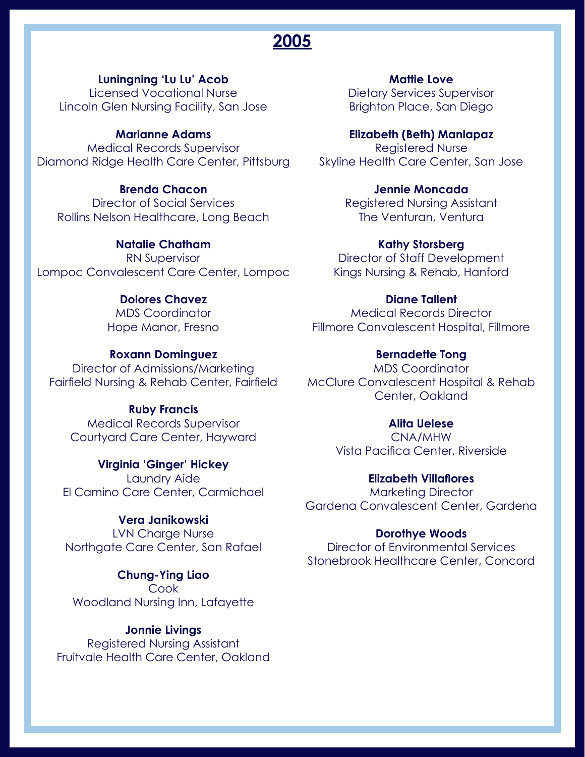## 2005

**Luningning 'Lu Lu' Acob**
Licensed Vocational Nurse
Lincoln Glen Nursing Facility, San Jose

**Marianne Adams**
Medical Records Supervisor
Diamond Ridge Health Care Center, Pittsburg

**Brenda Chacon**
Director of Social Services
Rollins Nelson Healthcare, Long Beach

**Natalie Chatham**
RN Supervisor
Lompoc Convalescent Care Center, Lompoc

**Dolores Chavez**
MDS Coordinator
Hope Manor, Fresno

**Roxann Dominguez**
Director of Admissions/Marketing
Fairfield Nursing & Rehab Center, Fairfield

**Ruby Francis**
Medical Records Supervisor
Courtyard Care Center, Hayward

**Virginia 'Ginger' Hickey**
Laundry Aide
El Camino Care Center, Carmichael

**Vera Janikowski**
LVN Charge Nurse
Northgate Care Center, San Rafael

**Chung-Ying Liao**
Cook
Woodland Nursing Inn, Lafayette

**Jonnie Livings**
Registered Nursing Assistant
Fruitvale Health Care Center, Oakland

**Mattie Love**
Dietary Services Supervisor
Brighton Place, San Diego

**Elizabeth (Beth) Manlapaz**
Registered Nurse
Skyline Health Care Center, San Jose

**Jennie Moncada**
Registered Nursing Assistant
The Venturan, Ventura

**Kathy Storsberg**
Director of Staff Development
Kings Nursing & Rehab, Hanford

**Diane Tallent**
Medical Records Director
Fillmore Convalescent Hospital, Fillmore

**Bernadette Tong**
MDS Coordinator
McClure Convalescent Hospital & Rehab Center, Oakland

**Alita Uelese**
CNA/MHW
Vista Pacifica Center, Riverside

**Elizabeth Villaflores**
Marketing Director
Gardena Convalescent Center, Gardena

**Dorothye Woods**
Director of Environmental Services
Stonebrook Healthcare Center, Concord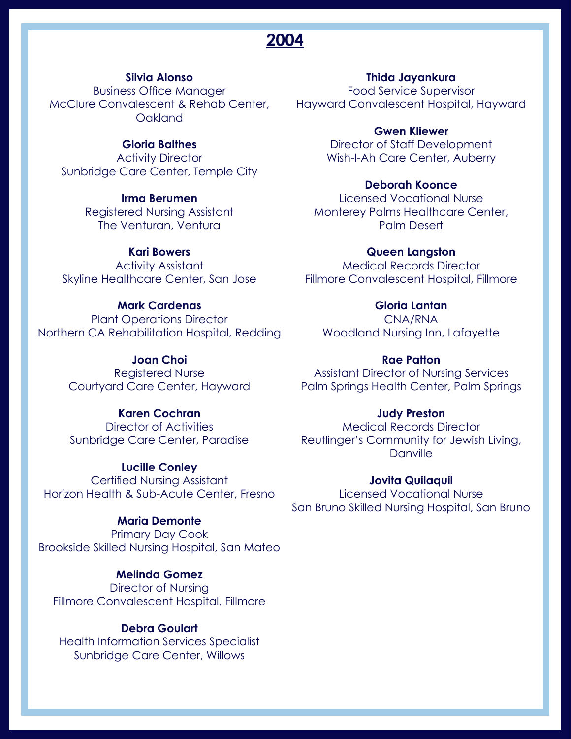## 2004

**Silvia Alonso**
Business Office Manager
McClure Convalescent & Rehab Center, Oakland

**Gloria Balthes**
Activity Director
Sunbridge Care Center, Temple City

**Irma Berumen**
Registered Nursing Assistant
The Venturan, Ventura

**Kari Bowers**
Activity Assistant
Skyline Healthcare Center, San Jose

**Mark Cardenas**
Plant Operations Director
Northern CA Rehabilitation Hospital, Redding

**Joan Choi**
Registered Nurse
Courtyard Care Center, Hayward

**Karen Cochran**
Director of Activities
Sunbridge Care Center, Paradise

**Lucille Conley**
Certified Nursing Assistant
Horizon Health & Sub-Acute Center, Fresno

**Maria Demonte**
Primary Day Cook
Brookside Skilled Nursing Hospital, San Mateo

**Melinda Gomez**
Director of Nursing
Fillmore Convalescent Hospital, Fillmore

**Debra Goulart**
Health Information Services Specialist
Sunbridge Care Center, Willows

**Thida Jayankura**
Food Service Supervisor
Hayward Convalescent Hospital, Hayward

**Gwen Kliewer**
Director of Staff Development
Wish-I-Ah Care Center, Auberry

**Deborah Koonce**
Licensed Vocational Nurse
Monterey Palms Healthcare Center, Palm Desert

**Queen Langston**
Medical Records Director
Fillmore Convalescent Hospital, Fillmore

**Gloria Lantan**
CNA/RNA
Woodland Nursing Inn, Lafayette

**Rae Patton**
Assistant Director of Nursing Services
Palm Springs Health Center, Palm Springs

**Judy Preston**
Medical Records Director
Reutlinger's Community for Jewish Living, Danville

**Jovita Quilaquil**
Licensed Vocational Nurse
San Bruno Skilled Nursing Hospital, San Bruno